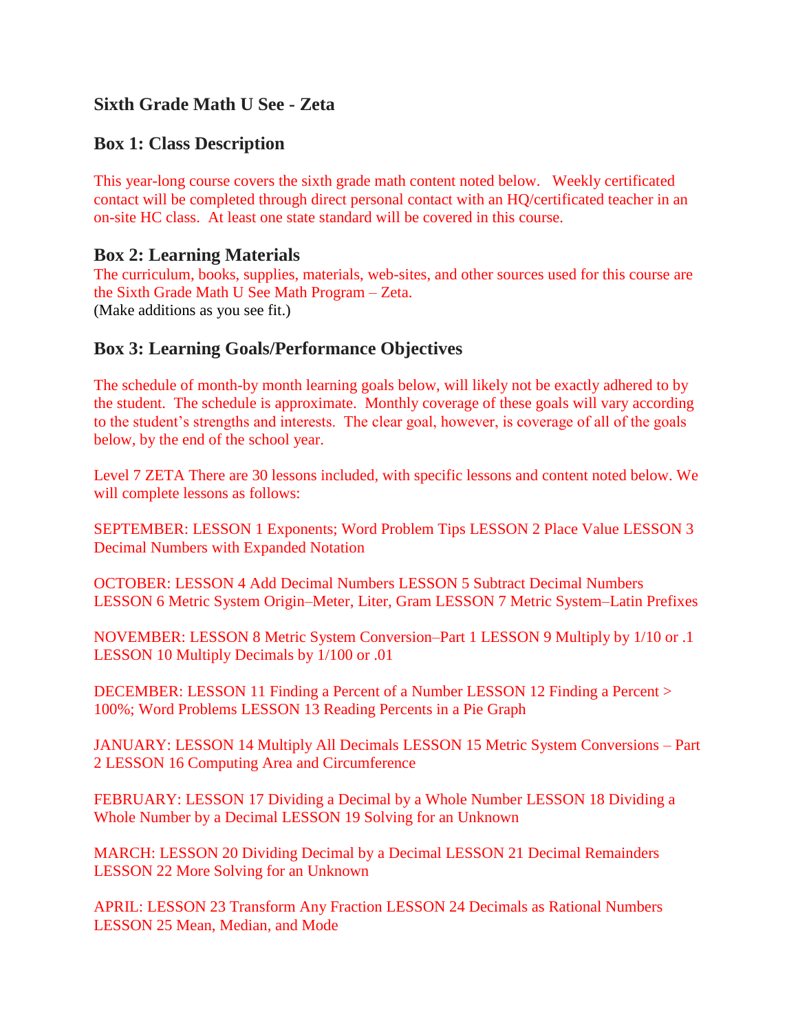## Sixth Grade Math U See - Zeta

### Box 1: Class Description

This year-long course covers the sixth grade math content noted below. Weekly certificated contact will be completed through direct personal contact with an HQ/certificated teacher in an on-site HC class. At least one state standard will be covered in this course.

### Box 2: Learning Materials

The curriculum, books, supplies, materials, web-sites, and other sources used for this course are the Sixth Grade Math U See Math Program – Zeta.
(Make additions as you see fit.)

### Box 3: Learning Goals/Performance Objectives

The schedule of month-by month learning goals below, will likely not be exactly adhered to by the student. The schedule is approximate. Monthly coverage of these goals will vary according to the student's strengths and interests. The clear goal, however, is coverage of all of the goals below, by the end of the school year.

Level 7 ZETA There are 30 lessons included, with specific lessons and content noted below. We will complete lessons as follows:

SEPTEMBER: LESSON 1 Exponents; Word Problem Tips LESSON 2 Place Value LESSON 3 Decimal Numbers with Expanded Notation

OCTOBER: LESSON 4 Add Decimal Numbers LESSON 5 Subtract Decimal Numbers LESSON 6 Metric System Origin–Meter, Liter, Gram LESSON 7 Metric System–Latin Prefixes

NOVEMBER: LESSON 8 Metric System Conversion–Part 1 LESSON 9 Multiply by 1/10 or .1 LESSON 10 Multiply Decimals by 1/100 or .01

DECEMBER: LESSON 11 Finding a Percent of a Number LESSON 12 Finding a Percent > 100%; Word Problems LESSON 13 Reading Percents in a Pie Graph

JANUARY: LESSON 14 Multiply All Decimals LESSON 15 Metric System Conversions – Part 2 LESSON 16 Computing Area and Circumference

FEBRUARY: LESSON 17 Dividing a Decimal by a Whole Number LESSON 18 Dividing a Whole Number by a Decimal LESSON 19 Solving for an Unknown

MARCH: LESSON 20 Dividing Decimal by a Decimal LESSON 21 Decimal Remainders LESSON 22 More Solving for an Unknown

APRIL: LESSON 23 Transform Any Fraction LESSON 24 Decimals as Rational Numbers LESSON 25 Mean, Median, and Mode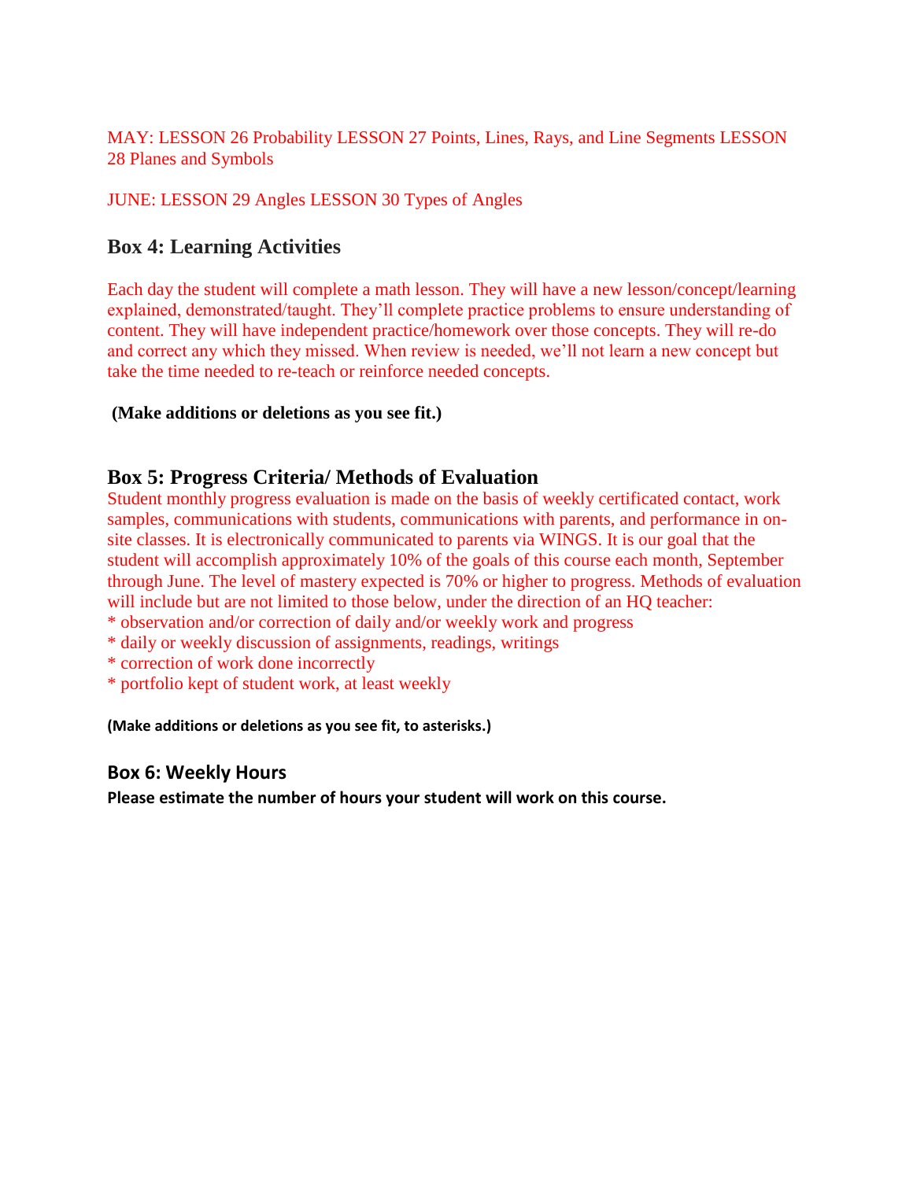MAY: LESSON 26 Probability LESSON 27 Points, Lines, Rays, and Line Segments LESSON 28 Planes and Symbols

JUNE: LESSON 29 Angles LESSON 30 Types of Angles

## Box 4: Learning Activities

Each day the student will complete a math lesson. They will have a new lesson/concept/learning explained, demonstrated/taught. They'll complete practice problems to ensure understanding of content. They will have independent practice/homework over those concepts. They will re-do and correct any which they missed. When review is needed, we'll not learn a new concept but take the time needed to re-teach or reinforce needed concepts.

**(Make additions or deletions as you see fit.)**

## Box 5: Progress Criteria/ Methods of Evaluation

Student monthly progress evaluation is made on the basis of weekly certificated contact, work samples, communications with students, communications with parents, and performance in on-site classes. It is electronically communicated to parents via WINGS. It is our goal that the student will accomplish approximately 10% of the goals of this course each month, September through June. The level of mastery expected is 70% or higher to progress. Methods of evaluation will include but are not limited to those below, under the direction of an HQ teacher:

* observation and/or correction of daily and/or weekly work and progress
* daily or weekly discussion of assignments, readings, writings
* correction of work done incorrectly
* portfolio kept of student work, at least weekly

**(Make additions or deletions as you see fit, to asterisks.)**

## Box 6: Weekly Hours

**Please estimate the number of hours your student will work on this course.**